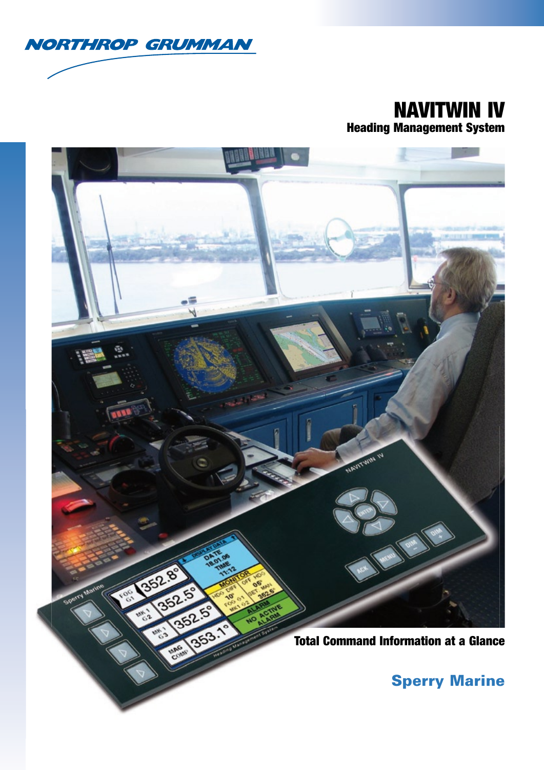NORTHROP GRUMMAN

# NAVITWIN IV

## Heading Management System

**Total Command Information at a Glance**

**Sperry Marine**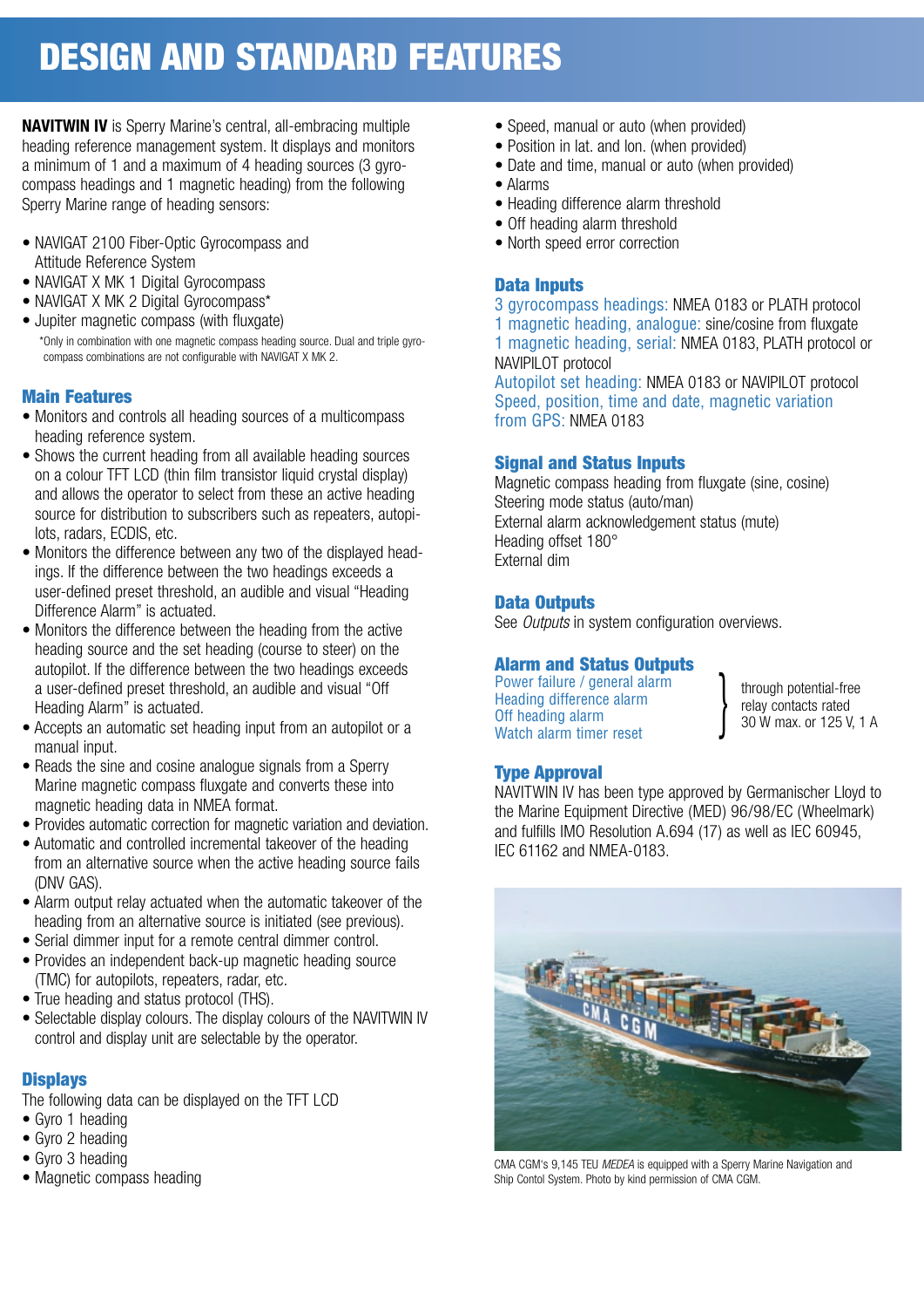# DESIGN AND STANDARD FEATURES

**NAVITWIN IV** is Sperry Marine's central, all-embracing multiple heading reference management system. It displays and monitors a minimum of 1 and a maximum of 4 heading sources (3 gyrocompass headings and 1 magnetic heading) from the following Sperry Marine range of heading sensors:

- NAVIGAT 2100 Fiber-Optic Gyrocompass and Attitude Reference System
- NAVIGAT X MK 1 Digital Gyrocompass
- NAVIGAT X MK 2 Digital Gyrocompass*
- Jupiter magnetic compass (with fluxgate)

*Only in combination with one magnetic compass heading source. Dual and triple gyrocompass combinations are not configurable with NAVIGAT X MK 2.

## Main Features

- Monitors and controls all heading sources of a multicompass heading reference system.
- Shows the current heading from all available heading sources on a colour TFT LCD (thin film transistor liquid crystal display) and allows the operator to select from these an active heading source for distribution to subscribers such as repeaters, autopilots, radars, ECDIS, etc.
- Monitors the difference between any two of the displayed headings. If the difference between the two headings exceeds a user-defined preset threshold, an audible and visual "Heading Difference Alarm" is actuated.
- Monitors the difference between the heading from the active heading source and the set heading (course to steer) on the autopilot. If the difference between the two headings exceeds a user-defined preset threshold, an audible and visual "Off Heading Alarm" is actuated.
- Accepts an automatic set heading input from an autopilot or a manual input.
- Reads the sine and cosine analogue signals from a Sperry Marine magnetic compass fluxgate and converts these into magnetic heading data in NMEA format.
- Provides automatic correction for magnetic variation and deviation.
- Automatic and controlled incremental takeover of the heading from an alternative source when the active heading source fails (DNV GAS).
- Alarm output relay actuated when the automatic takeover of the heading from an alternative source is initiated (see previous).
- Serial dimmer input for a remote central dimmer control.
- Provides an independent back-up magnetic heading source (TMC) for autopilots, repeaters, radar, etc.
- True heading and status protocol (THS).
- Selectable display colours. The display colours of the NAVITWIN IV control and display unit are selectable by the operator.

## Displays

The following data can be displayed on the TFT LCD

- Gyro 1 heading
- Gyro 2 heading
- Gyro 3 heading
- Magnetic compass heading
- Speed, manual or auto (when provided)
- Position in lat. and lon. (when provided)
- Date and time, manual or auto (when provided)
- Alarms
- Heading difference alarm threshold
- Off heading alarm threshold
- North speed error correction

## Data Inputs

3 gyrocompass headings: NMEA 0183 or PLATH protocol
1 magnetic heading, analogue: sine/cosine from fluxgate
1 magnetic heading, serial: NMEA 0183, PLATH protocol or NAVIPILOT protocol
Autopilot set heading: NMEA 0183 or NAVIPILOT protocol
Speed, position, time and date, magnetic variation from GPS: NMEA 0183

## Signal and Status Inputs

Magnetic compass heading from fluxgate (sine, cosine)
Steering mode status (auto/man)
External alarm acknowledgement status (mute)
Heading offset 180°
External dim

## Data Outputs

See *Outputs* in system configuration overviews.

## Alarm and Status Outputs

Power failure / general alarm
Heading difference alarm
Off heading alarm
Watch alarm timer reset

through potential-free relay contacts rated 30 W max. or 125 V, 1 A

## Type Approval

NAVITWIN IV has been type approved by Germanischer Lloyd to the Marine Equipment Directive (MED) 96/98/EC (Wheelmark) and fulfills IMO Resolution A.694 (17) as well as IEC 60945, IEC 61162 and NMEA-0183.

CMA CGM's 9,145 TEU *MEDEA* is equipped with a Sperry Marine Navigation and Ship Contol System. Photo by kind permission of CMA CGM.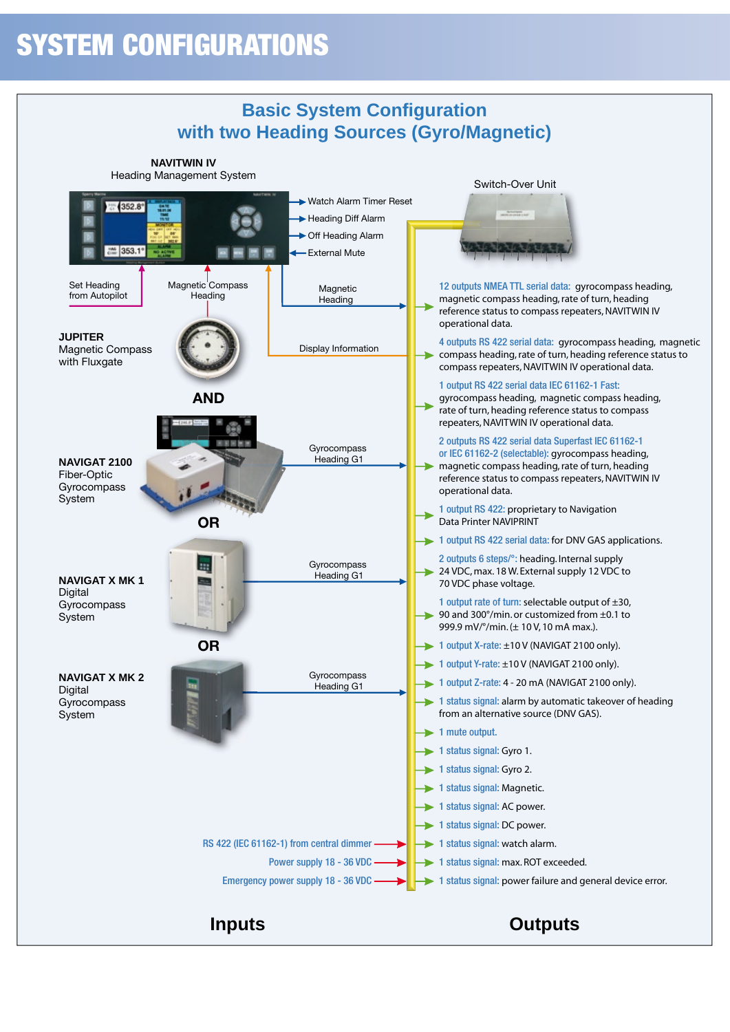# SYSTEM CONFIGURATIONS

## Basic System Configuration with two Heading Sources (Gyro/Magnetic)

**NAVITWIN IV**
Heading Management System

- Watch Alarm Timer Reset
- Heading Diff Alarm
- Off Heading Alarm
- External Mute

Set Heading from Autopilot

Magnetic Compass Heading

Magnetic Heading

Display Information

Switch-Over Unit

**JUPITER**
Magnetic Compass with Fluxgate

**AND**

**NAVIGAT 2100**
Fiber-Optic Gyrocompass System

Gyrocompass Heading G1

**OR**

**NAVIGAT X MK 1**
Digital Gyrocompass System

Gyrocompass Heading G1

**OR**

**NAVIGAT X MK 2**
Digital Gyrocompass System

Gyrocompass Heading G1

RS 422 (IEC 61162-1) from central dimmer

Power supply 18 - 36 VDC

Emergency power supply 18 - 36 VDC

### Inputs

### Outputs

- 12 outputs NMEA TTL serial data: gyrocompass heading, magnetic compass heading, rate of turn, heading reference status to compass repeaters, NAVITWIN IV operational data.
- 4 outputs RS 422 serial data: gyrocompass heading, magnetic compass heading, rate of turn, heading reference status to compass repeaters, NAVITWIN IV operational data.
- 1 output RS 422 serial data IEC 61162-1 Fast: gyrocompass heading, magnetic compass heading, rate of turn, heading reference status to compass repeaters, NAVITWIN IV operational data.
- 2 outputs RS 422 serial data Superfast IEC 61162-1 or IEC 61162-2 (selectable): gyrocompass heading, magnetic compass heading, rate of turn, heading reference status to compass repeaters, NAVITWIN IV operational data.
- 1 output RS 422: proprietary to Navigation Data Printer NAVIPRINT
- 1 output RS 422 serial data: for DNV GAS applications.
- 2 outputs 6 steps/°: heading. Internal supply 24 VDC, max. 18 W. External supply 12 VDC to 70 VDC phase voltage.
- 1 output rate of turn: selectable output of ±30, 90 and 300°/min. or customized from ±0.1 to 999.9 mV/°/min. (± 10 V, 10 mA max.).
- 1 output X-rate: ±10 V (NAVIGAT 2100 only).
- 1 output Y-rate: ±10 V (NAVIGAT 2100 only).
- 1 output Z-rate: 4 - 20 mA (NAVIGAT 2100 only).
- 1 status signal: alarm by automatic takeover of heading from an alternative source (DNV GAS).
- 1 mute output.
- 1 status signal: Gyro 1.
- 1 status signal: Gyro 2.
- 1 status signal: Magnetic.
- 1 status signal: AC power.
- 1 status signal: DC power.
- 1 status signal: watch alarm.
- 1 status signal: max. ROT exceeded.
- 1 status signal: power failure and general device error.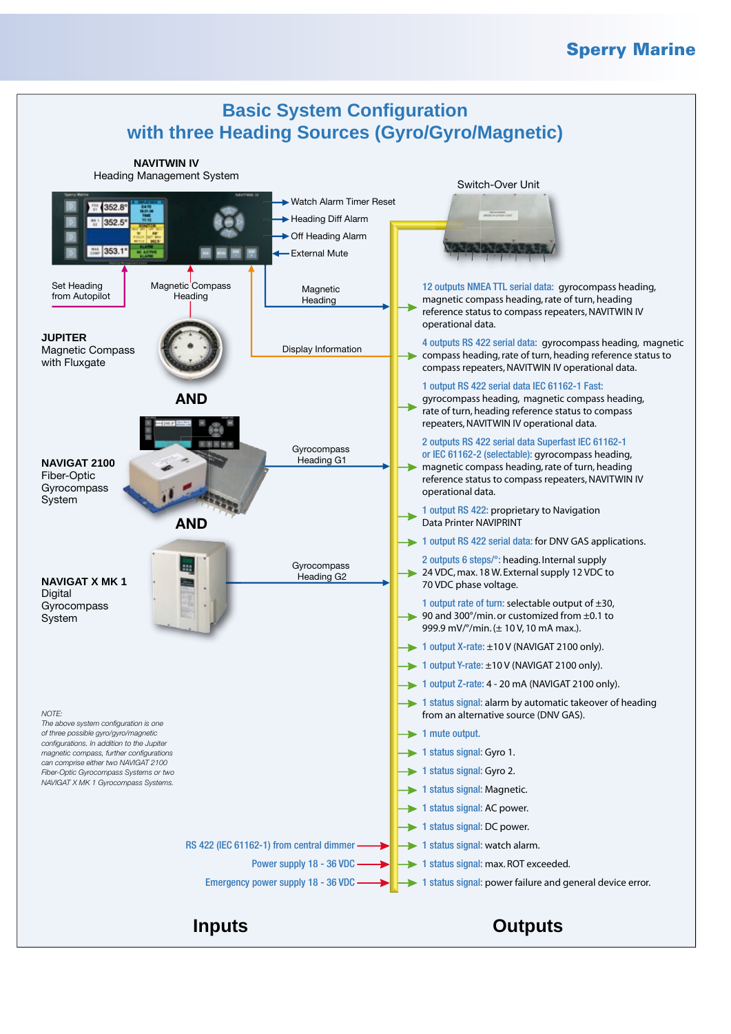## Basic System Configuration with three Heading Sources (Gyro/Gyro/Magnetic)

**NAVITWIN IV**
Heading Management System

Switch-Over Unit

- Watch Alarm Timer Reset
- Heading Diff Alarm
- Off Heading Alarm
- External Mute

Set Heading from Autopilot

Magnetic Compass Heading

Magnetic Heading

Display Information

**JUPITER**
Magnetic Compass with Fluxgate

**AND**

**NAVIGAT 2100**
Fiber-Optic Gyrocompass System

Gyrocompass Heading G1

**AND**

**NAVIGAT X MK 1**
Digital Gyrocompass System

Gyrocompass Heading G2

*NOTE:*
*The above system configuration is one of three possible gyro/gyro/magnetic configurations. In addition to the Jupiter magnetic compass, further configurations can comprise either two NAVIGAT 2100 Fiber-Optic Gyrocompass Systems or two NAVIGAT X MK 1 Gyrocompass Systems.*

RS 422 (IEC 61162-1) from central dimmer

Power supply 18 - 36 VDC

Emergency power supply 18 - 36 VDC

- 12 outputs NMEA TTL serial data: gyrocompass heading, magnetic compass heading, rate of turn, heading reference status to compass repeaters, NAVITWIN IV operational data.
- 4 outputs RS 422 serial data: gyrocompass heading, magnetic compass heading, rate of turn, heading reference status to compass repeaters, NAVITWIN IV operational data.
- 1 output RS 422 serial data IEC 61162-1 Fast: gyrocompass heading, magnetic compass heading, rate of turn, heading reference status to compass repeaters, NAVITWIN IV operational data.
- 2 outputs RS 422 serial data Superfast IEC 61162-1 or IEC 61162-2 (selectable): gyrocompass heading, magnetic compass heading, rate of turn, heading reference status to compass repeaters, NAVITWIN IV operational data.
- 1 output RS 422: proprietary to Navigation Data Printer NAVIPRINT
- 1 output RS 422 serial data: for DNV GAS applications.
- 2 outputs 6 steps/°: heading. Internal supply 24 VDC, max. 18 W. External supply 12 VDC to 70 VDC phase voltage.
- 1 output rate of turn: selectable output of ±30, 90 and 300°/min. or customized from ±0.1 to 999.9 mV/°/min. (± 10 V, 10 mA max.).
- 1 output X-rate: ±10 V (NAVIGAT 2100 only).
- 1 output Y-rate: ±10 V (NAVIGAT 2100 only).
- 1 output Z-rate: 4 - 20 mA (NAVIGAT 2100 only).
- 1 status signal: alarm by automatic takeover of heading from an alternative source (DNV GAS).
- 1 mute output.
- 1 status signal: Gyro 1.
- 1 status signal: Gyro 2.
- 1 status signal: Magnetic.
- 1 status signal: AC power.
- 1 status signal: DC power.
- 1 status signal: watch alarm.
- 1 status signal: max. ROT exceeded.
- 1 status signal: power failure and general device error.

**Inputs** | **Outputs**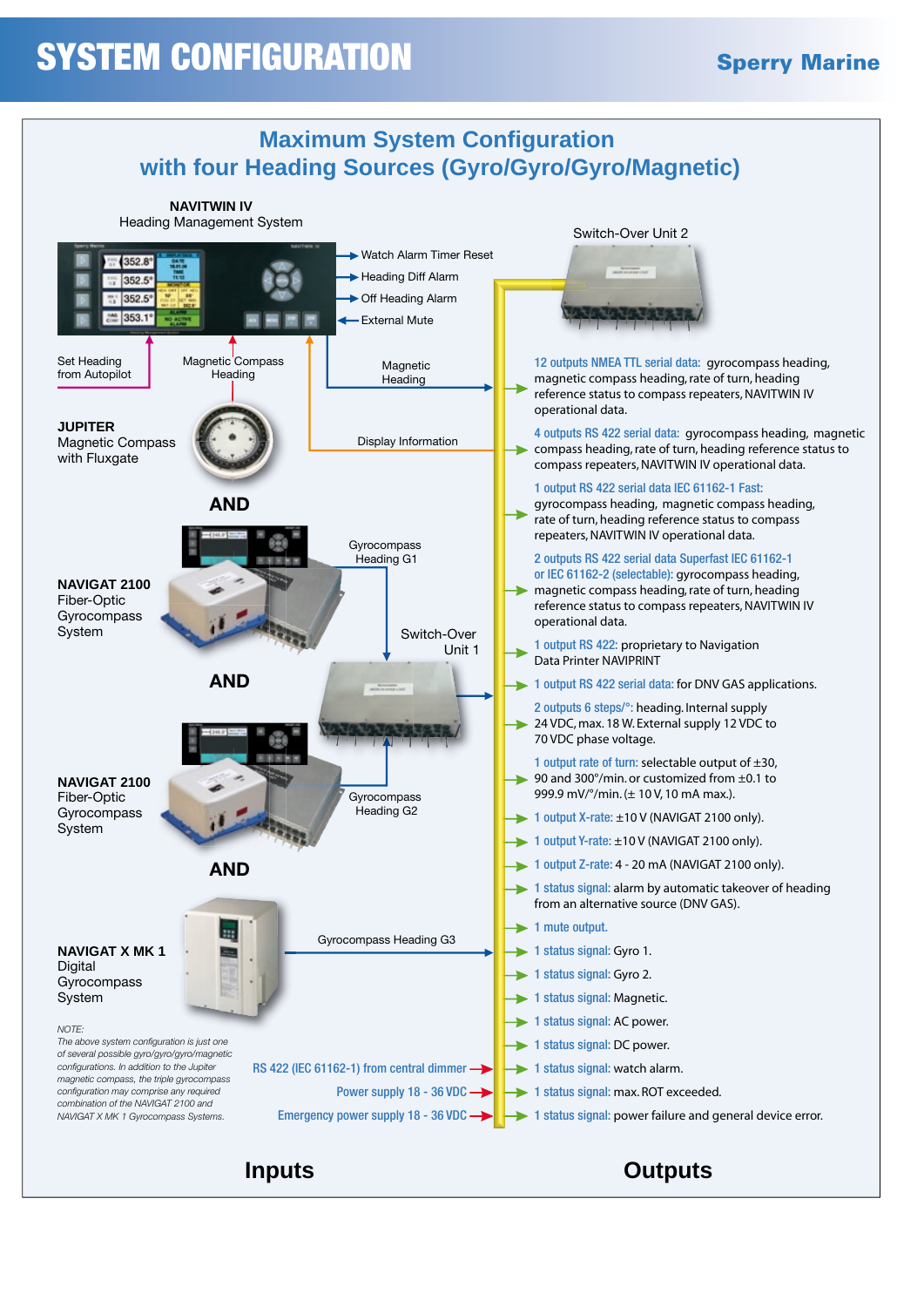# SYSTEM CONFIGURATION

Sperry Marine

## Maximum System Configuration with four Heading Sources (Gyro/Gyro/Gyro/Magnetic)

**NAVITWIN IV**
Heading Management System

- Watch Alarm Timer Reset
- Heading Diff Alarm
- Off Heading Alarm
- External Mute

Set Heading from Autopilot

Magnetic Compass Heading

Magnetic Heading

Display Information

Switch-Over Unit 2

**JUPITER**
Magnetic Compass with Fluxgate

**AND**

**NAVIGAT 2100**
Fiber-Optic Gyrocompass System

Gyrocompass Heading G1

Switch-Over Unit 1

**AND**

**NAVIGAT 2100**
Fiber-Optic Gyrocompass System

Gyrocompass Heading G2

**AND**

**NAVIGAT X MK 1**
Digital Gyrocompass System

Gyrocompass Heading G3

*NOTE:*
*The above system configuration is just one of several possible gyro/gyro/gyro/magnetic configurations. In addition to the Jupiter magnetic compass, the triple gyrocompass configuration may comprise any required combination of the NAVIGAT 2100 and NAVIGAT X MK 1 Gyrocompass Systems.*

### Inputs

- RS 422 (IEC 61162-1) from central dimmer
- Power supply 18 - 36 VDC
- Emergency power supply 18 - 36 VDC

### Outputs

- 12 outputs NMEA TTL serial data: gyrocompass heading, magnetic compass heading, rate of turn, heading reference status to compass repeaters, NAVITWIN IV operational data.
- 4 outputs RS 422 serial data: gyrocompass heading, magnetic compass heading, rate of turn, heading reference status to compass repeaters, NAVITWIN IV operational data.
- 1 output RS 422 serial data IEC 61162-1 Fast: gyrocompass heading, magnetic compass heading, rate of turn, heading reference status to compass repeaters, NAVITWIN IV operational data.
- 2 outputs RS 422 serial data Superfast IEC 61162-1 or IEC 61162-2 (selectable): gyrocompass heading, magnetic compass heading, rate of turn, heading reference status to compass repeaters, NAVITWIN IV operational data.
- 1 output RS 422: proprietary to Navigation Data Printer NAVIPRINT
- 1 output RS 422 serial data: for DNV GAS applications.
- 2 outputs 6 steps/°: heading. Internal supply 24 VDC, max. 18 W. External supply 12 VDC to 70 VDC phase voltage.
- 1 output rate of turn: selectable output of ±30, 90 and 300°/min. or customized from ±0.1 to 999.9 mV/°/min. (± 10 V, 10 mA max.).
- 1 output X-rate: ±10 V (NAVIGAT 2100 only).
- 1 output Y-rate: ±10 V (NAVIGAT 2100 only).
- 1 output Z-rate: 4 - 20 mA (NAVIGAT 2100 only).
- 1 status signal: alarm by automatic takeover of heading from an alternative source (DNV GAS).
- 1 mute output.
- 1 status signal: Gyro 1.
- 1 status signal: Gyro 2.
- 1 status signal: Magnetic.
- 1 status signal: AC power.
- 1 status signal: DC power.
- 1 status signal: watch alarm.
- 1 status signal: max. ROT exceeded.
- 1 status signal: power failure and general device error.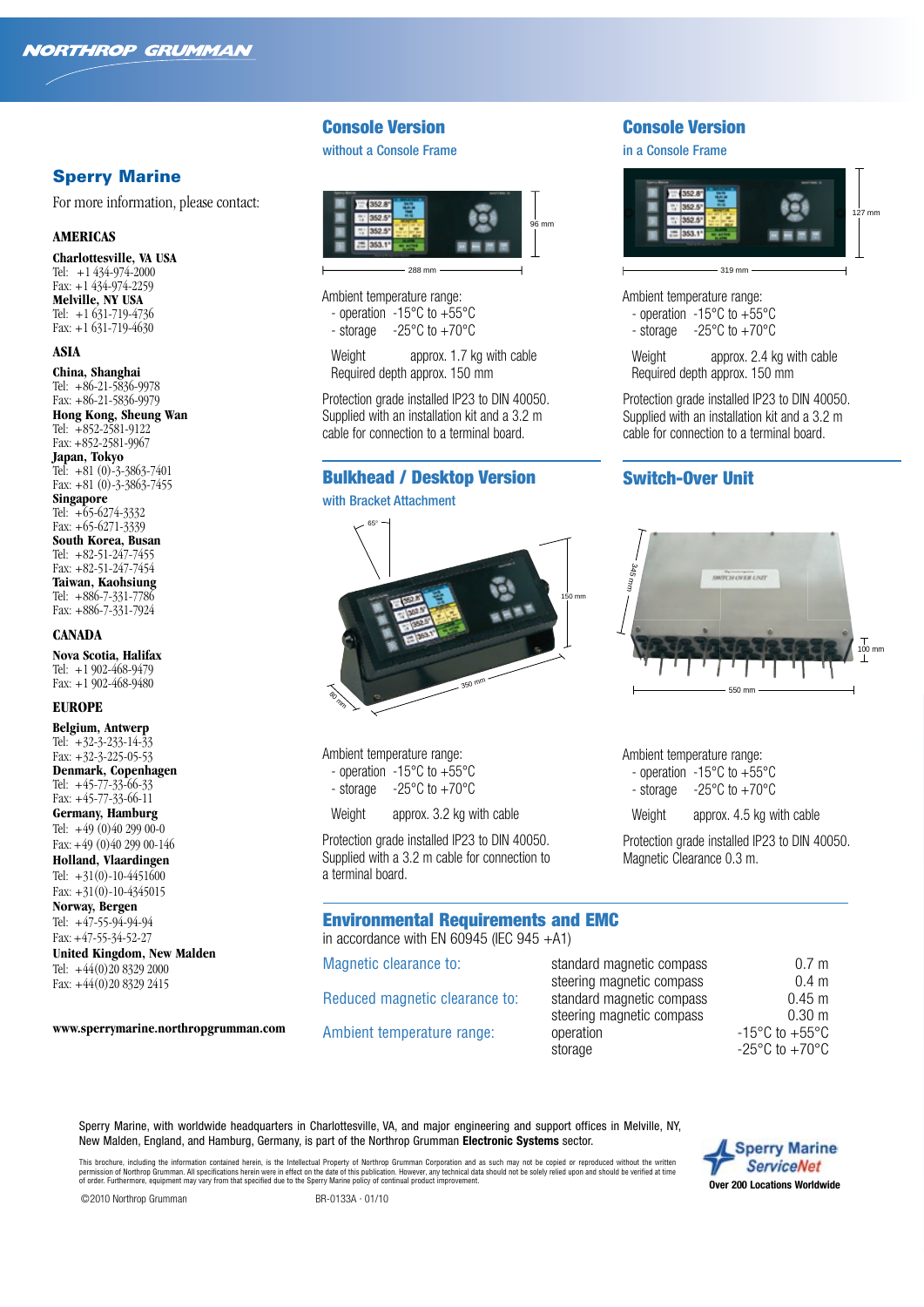NORTHROP GRUMMAN

## Sperry Marine

For more information, please contact:

### AMERICAS

**Charlottesville, VA USA**
Tel: +1 434-974-2000
Fax: +1 434-974-2259
**Melville, NY USA**
Tel: +1 631-719-4736
Fax: +1 631-719-4630

### ASIA

**China, Shanghai**
Tel: +86-21-5836-9978
Fax: +86-21-5836-9979
**Hong Kong, Sheung Wan**
Tel: +852-2581-9122
Fax: +852-2581-9967
**Japan, Tokyo**
Tel: +81 (0)-3-3863-7401
Fax: +81 (0)-3-3863-7455
**Singapore**
Tel: +65-6274-3332
Fax: +65-6271-3339
**South Korea, Busan**
Tel: +82-51-247-7455
Fax: +82-51-247-7454
**Taiwan, Kaohsiung**
Tel: +886-7-331-7786
Fax: +886-7-331-7924

### CANADA

**Nova Scotia, Halifax**
Tel: +1 902-468-9479
Fax: +1 902-468-9480

### EUROPE

**Belgium, Antwerp**
Tel: +32-3-233-14-33
Fax: +32-3-225-05-53
**Denmark, Copenhagen**
Tel: +45-77-33-66-33
Fax: +45-77-33-66-11
**Germany, Hamburg**
Tel: +49 (0)40 299 00-0
Fax: +49 (0)40 299 00-146
**Holland, Vlaardingen**
Tel: +31(0)-10-4451600
Fax: +31(0)-10-4345015
**Norway, Bergen**
Tel: +47-55-94-94-94
Fax: +47-55-34-52-27
**United Kingdom, New Malden**
Tel: +44(0)20 8329 2000
Fax: +44(0)20 8329 2415

**www.sperrymarine.northropgrumman.com**

## Console Version

without a Console Frame

96 mm
288 mm

Ambient temperature range:
- operation -15°C to +55°C
- storage -25°C to +70°C

Weight approx. 1.7 kg with cable
Required depth approx. 150 mm

Protection grade installed IP23 to DIN 40050.
Supplied with an installation kit and a 3.2 m cable for connection to a terminal board.

## Console Version

in a Console Frame

127 mm
319 mm

Ambient temperature range:
- operation -15°C to +55°C
- storage -25°C to +70°C

Weight approx. 2.4 kg with cable
Required depth approx. 150 mm

Protection grade installed IP23 to DIN 40050.
Supplied with an installation kit and a 3.2 m cable for connection to a terminal board.

## Bulkhead / Desktop Version

with Bracket Attachment

65°
150 mm
350 mm
80 mm

Ambient temperature range:
- operation -15°C to +55°C
- storage -25°C to +70°C

Weight approx. 3.2 kg with cable

Protection grade installed IP23 to DIN 40050.
Supplied with a 3.2 m cable for connection to a terminal board.

## Switch-Over Unit

345 mm
100 mm
550 mm

Ambient temperature range:
- operation -15°C to +55°C
- storage -25°C to +70°C

Weight approx. 4.5 kg with cable

Protection grade installed IP23 to DIN 40050.
Magnetic Clearance 0.3 m.

## Environmental Requirements and EMC

in accordance with EN 60945 (IEC 945 +A1)

| | | |
|---|---|---|
| Magnetic clearance to: | standard magnetic compass | 0.7 m |
| | steering magnetic compass | 0.4 m |
| Reduced magnetic clearance to: | standard magnetic compass | 0.45 m |
| | steering magnetic compass | 0.30 m |
| Ambient temperature range: | operation | -15°C to +55°C |
| | storage | -25°C to +70°C |

Sperry Marine, with worldwide headquarters in Charlottesville, VA, and major engineering and support offices in Melville, NY, New Malden, England, and Hamburg, Germany, is part of the Northrop Grumman **Electronic Systems** sector.

This brochure, including the information contained herein, is the Intellectual Property of Northrop Grumman Corporation and as such may not be copied or reproduced without the written permission of Northrop Grumman. All specifications herein were in effect on the date of this publication. However, any technical data should not be solely relied upon and should be verified at time of order. Furthermore, equipment may vary from that specified due to the Sperry Marine policy of continual product improvement.

Sperry Marine ServiceNet
**Over 200 Locations Worldwide**

©2010 Northrop Grumman BR-0133A · 01/10